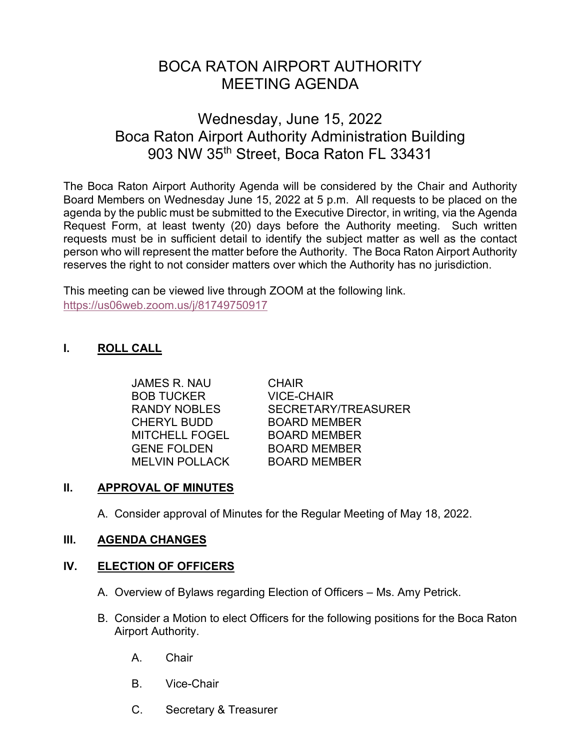# BOCA RATON AIRPORT AUTHORITY
# MEETING AGENDA

## Wednesday, June 15, 2022
## Boca Raton Airport Authority Administration Building
## 903 NW 35th Street, Boca Raton FL 33431

The Boca Raton Airport Authority Agenda will be considered by the Chair and Authority Board Members on Wednesday June 15, 2022 at 5 p.m. All requests to be placed on the agenda by the public must be submitted to the Executive Director, in writing, via the Agenda Request Form, at least twenty (20) days before the Authority meeting. Such written requests must be in sufficient detail to identify the subject matter as well as the contact person who will represent the matter before the Authority. The Boca Raton Airport Authority reserves the right to not consider matters over which the Authority has no jurisdiction.

This meeting can be viewed live through ZOOM at the following link.
https://us06web.zoom.us/j/81749750917

## I. ROLL CALL

| | |
|---|---|
| JAMES R. NAU | CHAIR |
| BOB TUCKER | VICE-CHAIR |
| RANDY NOBLES | SECRETARY/TREASURER |
| CHERYL BUDD | BOARD MEMBER |
| MITCHELL FOGEL | BOARD MEMBER |
| GENE FOLDEN | BOARD MEMBER |
| MELVIN POLLACK | BOARD MEMBER |

## II. APPROVAL OF MINUTES

A. Consider approval of Minutes for the Regular Meeting of May 18, 2022.

## III. AGENDA CHANGES

## IV. ELECTION OF OFFICERS

A. Overview of Bylaws regarding Election of Officers – Ms. Amy Petrick.

B. Consider a Motion to elect Officers for the following positions for the Boca Raton Airport Authority.

   A. Chair

   B. Vice-Chair

   C. Secretary & Treasurer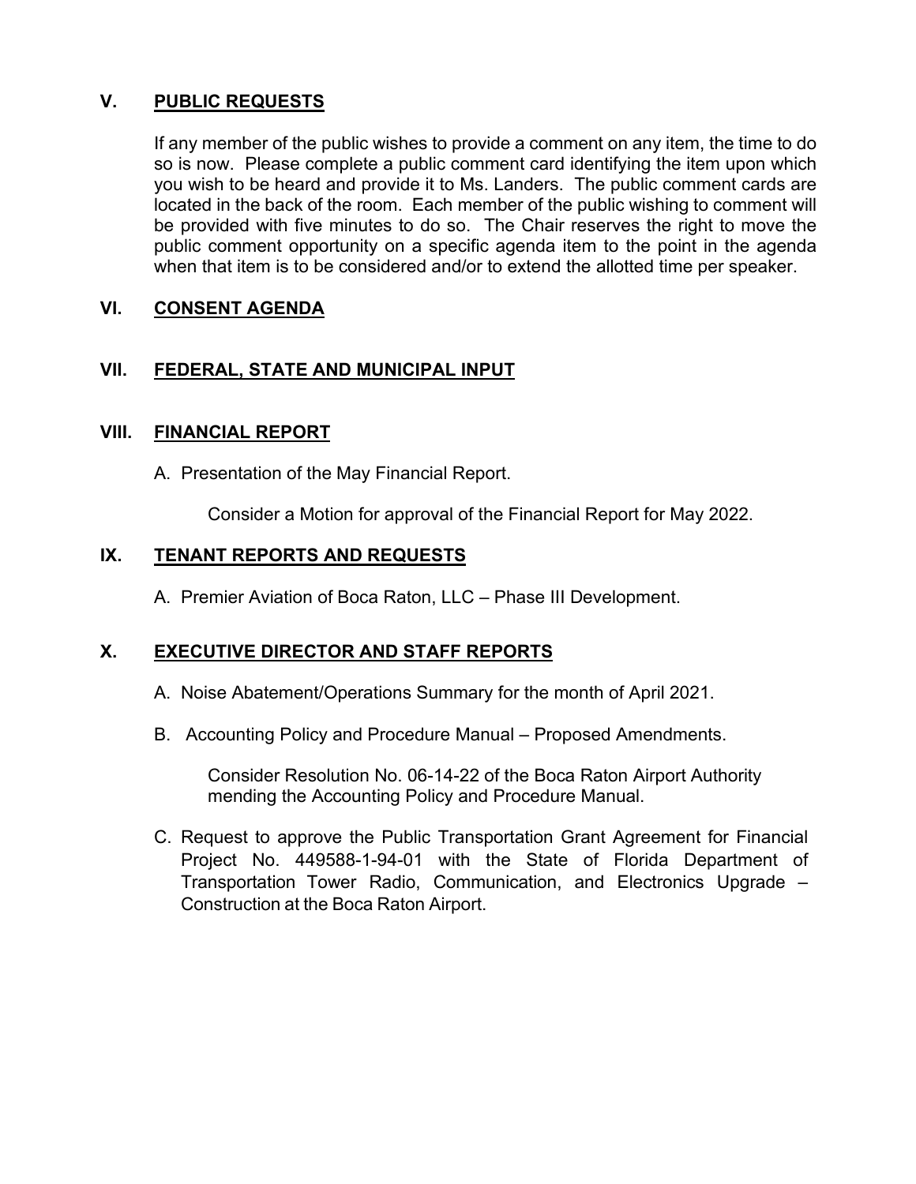## V. PUBLIC REQUESTS

If any member of the public wishes to provide a comment on any item, the time to do so is now. Please complete a public comment card identifying the item upon which you wish to be heard and provide it to Ms. Landers. The public comment cards are located in the back of the room. Each member of the public wishing to comment will be provided with five minutes to do so. The Chair reserves the right to move the public comment opportunity on a specific agenda item to the point in the agenda when that item is to be considered and/or to extend the allotted time per speaker.

## VI. CONSENT AGENDA

## VII. FEDERAL, STATE AND MUNICIPAL INPUT

## VIII. FINANCIAL REPORT

A. Presentation of the May Financial Report.

Consider a Motion for approval of the Financial Report for May 2022.

## IX. TENANT REPORTS AND REQUESTS

A. Premier Aviation of Boca Raton, LLC – Phase III Development.

## X. EXECUTIVE DIRECTOR AND STAFF REPORTS

A. Noise Abatement/Operations Summary for the month of April 2021.

B. Accounting Policy and Procedure Manual – Proposed Amendments.

Consider Resolution No. 06-14-22 of the Boca Raton Airport Authority mending the Accounting Policy and Procedure Manual.

C. Request to approve the Public Transportation Grant Agreement for Financial Project No. 449588-1-94-01 with the State of Florida Department of Transportation Tower Radio, Communication, and Electronics Upgrade – Construction at the Boca Raton Airport.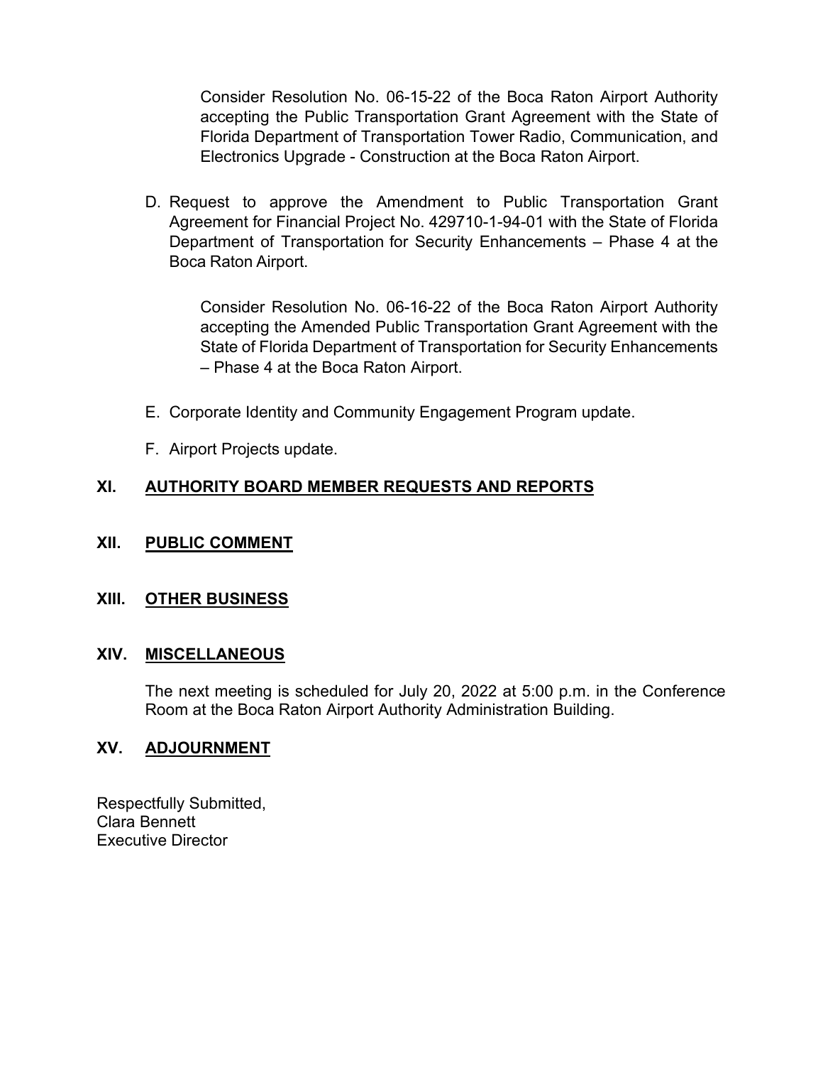Consider Resolution No. 06-15-22 of the Boca Raton Airport Authority accepting the Public Transportation Grant Agreement with the State of Florida Department of Transportation Tower Radio, Communication, and Electronics Upgrade - Construction at the Boca Raton Airport.

D. Request to approve the Amendment to Public Transportation Grant Agreement for Financial Project No. 429710-1-94-01 with the State of Florida Department of Transportation for Security Enhancements – Phase 4 at the Boca Raton Airport.

   Consider Resolution No. 06-16-22 of the Boca Raton Airport Authority accepting the Amended Public Transportation Grant Agreement with the State of Florida Department of Transportation for Security Enhancements – Phase 4 at the Boca Raton Airport.

E. Corporate Identity and Community Engagement Program update.

F. Airport Projects update.

## XI. AUTHORITY BOARD MEMBER REQUESTS AND REPORTS

## XII. PUBLIC COMMENT

## XIII. OTHER BUSINESS

## XIV. MISCELLANEOUS

The next meeting is scheduled for July 20, 2022 at 5:00 p.m. in the Conference Room at the Boca Raton Airport Authority Administration Building.

## XV. ADJOURNMENT

Respectfully Submitted,
Clara Bennett
Executive Director